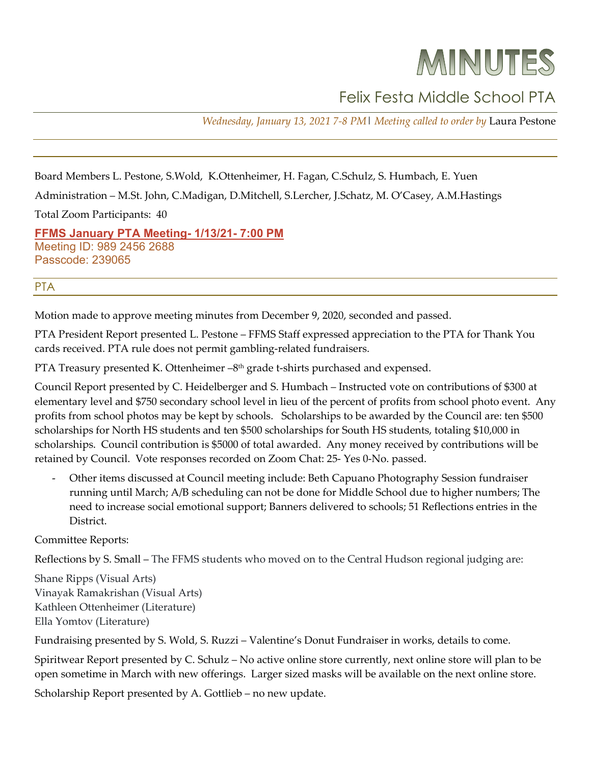# MINUTES

## Felix Festa Middle School PTA

*Wednesday, January 13, 2021 7-8 PM| Meeting called to order by* Laura Pestone

Board Members L. Pestone, S.Wold, K.Ottenheimer, H. Fagan, C.Schulz, S. Humbach, E. Yuen

Administration – M.St. John, C.Madigan, D.Mitchell, S.Lercher, J.Schatz, M. O'Casey, A.M.Hastings

Total Zoom Participants: 40

**FFMS January PTA Meeting- 1/13/21- 7:00 PM**
Meeting ID: 989 2456 2688
Passcode: 239065

## PTA

Motion made to approve meeting minutes from December 9, 2020, seconded and passed.

PTA President Report presented L. Pestone – FFMS Staff expressed appreciation to the PTA for Thank You cards received. PTA rule does not permit gambling-related fundraisers.

PTA Treasury presented K. Ottenheimer –8th grade t-shirts purchased and expensed.

Council Report presented by C. Heidelberger and S. Humbach – Instructed vote on contributions of $300 at elementary level and $750 secondary school level in lieu of the percent of profits from school photo event. Any profits from school photos may be kept by schools. Scholarships to be awarded by the Council are: ten $500 scholarships for North HS students and ten $500 scholarships for South HS students, totaling $10,000 in scholarships. Council contribution is $5000 of total awarded. Any money received by contributions will be retained by Council. Vote responses recorded on Zoom Chat: 25- Yes 0-No. passed.

- Other items discussed at Council meeting include: Beth Capuano Photography Session fundraiser running until March; A/B scheduling can not be done for Middle School due to higher numbers; The need to increase social emotional support; Banners delivered to schools; 51 Reflections entries in the District.

Committee Reports:

Reflections by S. Small – The FFMS students who moved on to the Central Hudson regional judging are:

Shane Ripps (Visual Arts)
Vinayak Ramakrishan (Visual Arts)
Kathleen Ottenheimer (Literature)
Ella Yomtov (Literature)

Fundraising presented by S. Wold, S. Ruzzi – Valentine's Donut Fundraiser in works, details to come.

Spiritwear Report presented by C. Schulz – No active online store currently, next online store will plan to be open sometime in March with new offerings. Larger sized masks will be available on the next online store.

Scholarship Report presented by A. Gottlieb – no new update.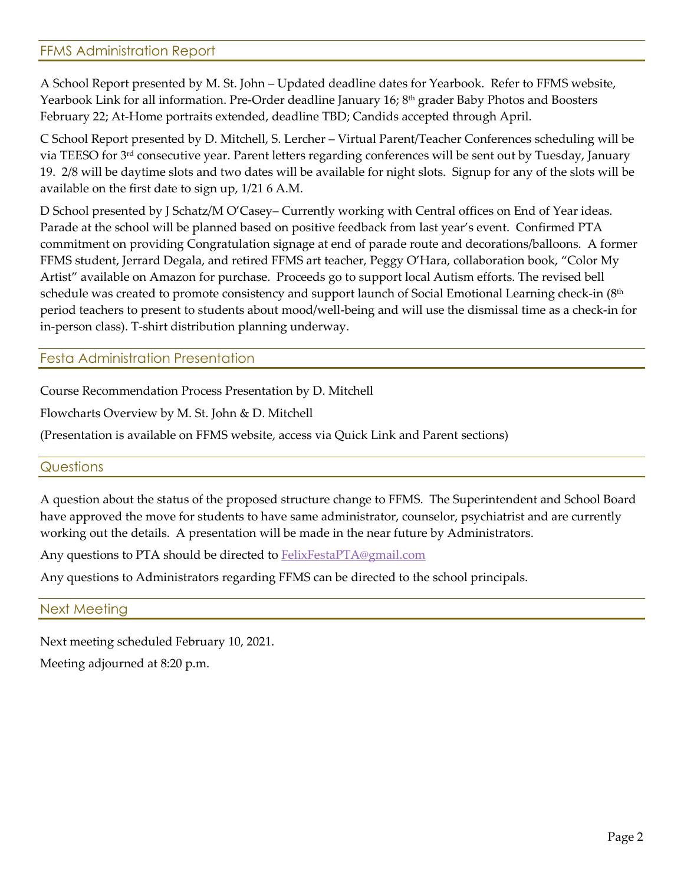## FFMS Administration Report

A School Report presented by M. St. John – Updated deadline dates for Yearbook. Refer to FFMS website, Yearbook Link for all information. Pre-Order deadline January 16; 8th grader Baby Photos and Boosters February 22; At-Home portraits extended, deadline TBD; Candids accepted through April.

C School Report presented by D. Mitchell, S. Lercher – Virtual Parent/Teacher Conferences scheduling will be via TEESO for 3rd consecutive year. Parent letters regarding conferences will be sent out by Tuesday, January 19. 2/8 will be daytime slots and two dates will be available for night slots. Signup for any of the slots will be available on the first date to sign up, 1/21 6 A.M.

D School presented by J Schatz/M O'Casey– Currently working with Central offices on End of Year ideas. Parade at the school will be planned based on positive feedback from last year's event. Confirmed PTA commitment on providing Congratulation signage at end of parade route and decorations/balloons. A former FFMS student, Jerrard Degala, and retired FFMS art teacher, Peggy O'Hara, collaboration book, "Color My Artist" available on Amazon for purchase. Proceeds go to support local Autism efforts. The revised bell schedule was created to promote consistency and support launch of Social Emotional Learning check-in (8th period teachers to present to students about mood/well-being and will use the dismissal time as a check-in for in-person class). T-shirt distribution planning underway.

## Festa Administration Presentation

Course Recommendation Process Presentation by D. Mitchell

Flowcharts Overview by M. St. John & D. Mitchell

(Presentation is available on FFMS website, access via Quick Link and Parent sections)

## Questions

A question about the status of the proposed structure change to FFMS. The Superintendent and School Board have approved the move for students to have same administrator, counselor, psychiatrist and are currently working out the details. A presentation will be made in the near future by Administrators.

Any questions to PTA should be directed to FelixFestaPTA@gmail.com

Any questions to Administrators regarding FFMS can be directed to the school principals.

## Next Meeting

Next meeting scheduled February 10, 2021.

Meeting adjourned at 8:20 p.m.